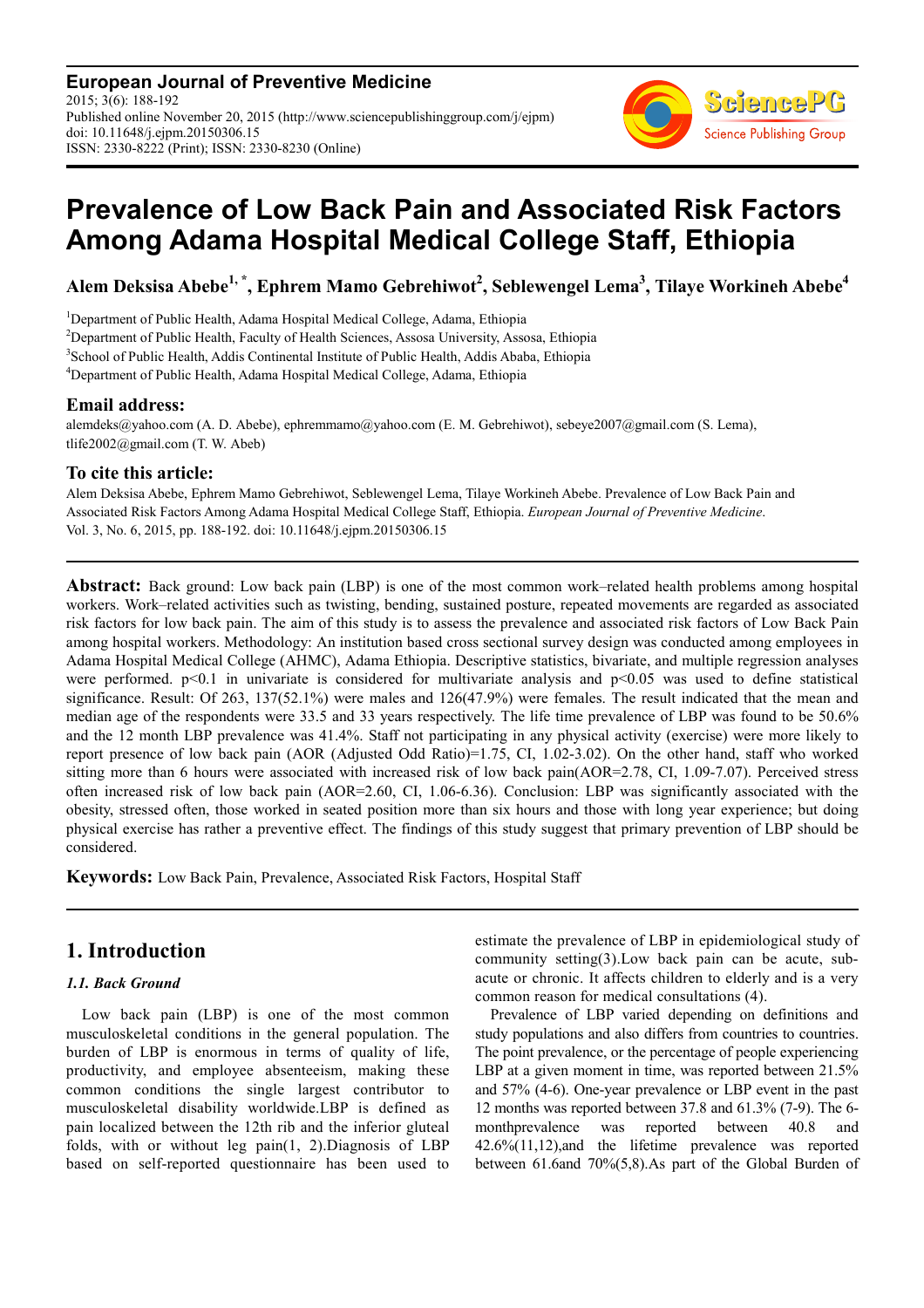**European Journal of Preventive Medicine**
2015; 3(6): 188-192
Published online November 20, 2015 (http://www.sciencepublishinggroup.com/j/ejpm)
doi: 10.11648/j.ejpm.20150306.15
ISSN: 2330-8222 (Print); ISSN: 2330-8230 (Online)

# Prevalence of Low Back Pain and Associated Risk Factors Among Adama Hospital Medical College Staff, Ethiopia

**Alem Deksisa Abebe[1, *], Ephrem Mamo Gebrehiwot[2], Seblewengel Lema[3], Tilaye Workineh Abebe[4]**

[1]Department of Public Health, Adama Hospital Medical College, Adama, Ethiopia
[2]Department of Public Health, Faculty of Health Sciences, Assosa University, Assosa, Ethiopia
[3]School of Public Health, Addis Continental Institute of Public Health, Addis Ababa, Ethiopia
[4]Department of Public Health, Adama Hospital Medical College, Adama, Ethiopia

## Email address:

alemdeks@yahoo.com (A. D. Abebe), ephremmamo@yahoo.com (E. M. Gebrehiwot), sebeye2007@gmail.com (S. Lema), tlife2002@gmail.com (T. W. Abeb)

## To cite this article:

Alem Deksisa Abebe, Ephrem Mamo Gebrehiwot, Seblewengel Lema, Tilaye Workineh Abebe. Prevalence of Low Back Pain and Associated Risk Factors Among Adama Hospital Medical College Staff, Ethiopia. *European Journal of Preventive Medicine*. Vol. 3, No. 6, 2015, pp. 188-192. doi: 10.11648/j.ejpm.20150306.15

**Abstract:** Back ground: Low back pain (LBP) is one of the most common work–related health problems among hospital workers. Work–related activities such as twisting, bending, sustained posture, repeated movements are regarded as associated risk factors for low back pain. The aim of this study is to assess the prevalence and associated risk factors of Low Back Pain among hospital workers. Methodology: An institution based cross sectional survey design was conducted among employees in Adama Hospital Medical College (AHMC), Adama Ethiopia. Descriptive statistics, bivariate, and multiple regression analyses were performed. $p<0.1$ in univariate is considered for multivariate analysis and $p<0.05$ was used to define statistical significance. Result: Of 263, 137(52.1%) were males and 126(47.9%) were females. The result indicated that the mean and median age of the respondents were 33.5 and 33 years respectively. The life time prevalence of LBP was found to be 50.6% and the 12 month LBP prevalence was 41.4%. Staff not participating in any physical activity (exercise) were more likely to report presence of low back pain (AOR (Adjusted Odd Ratio)=1.75, CI, 1.02-3.02). On the other hand, staff who worked sitting more than 6 hours were associated with increased risk of low back pain(AOR=2.78, CI, 1.09-7.07). Perceived stress often increased risk of low back pain (AOR=2.60, CI, 1.06-6.36). Conclusion: LBP was significantly associated with the obesity, stressed often, those worked in seated position more than six hours and those with long year experience; but doing physical exercise has rather a preventive effect. The findings of this study suggest that primary prevention of LBP should be considered.

**Keywords:** Low Back Pain, Prevalence, Associated Risk Factors, Hospital Staff

## 1. Introduction

### *1.1. Back Ground*

Low back pain (LBP) is one of the most common musculoskeletal conditions in the general population. The burden of LBP is enormous in terms of quality of life, productivity, and employee absenteeism, making these common conditions the single largest contributor to musculoskeletal disability worldwide.LBP is defined as pain localized between the 12th rib and the inferior gluteal folds, with or without leg pain(1, 2).Diagnosis of LBP based on self-reported questionnaire has been used to estimate the prevalence of LBP in epidemiological study of community setting(3).Low back pain can be acute, sub-acute or chronic. It affects children to elderly and is a very common reason for medical consultations (4).

Prevalence of LBP varied depending on definitions and study populations and also differs from countries to countries. The point prevalence, or the percentage of people experiencing LBP at a given moment in time, was reported between 21.5% and 57% (4-6). One-year prevalence or LBP event in the past 12 months was reported between 37.8 and 61.3% (7-9). The 6-monthprevalence was reported between 40.8 and 42.6%(11,12),and the lifetime prevalence was reported between 61.6and 70%(5,8).As part of the Global Burden of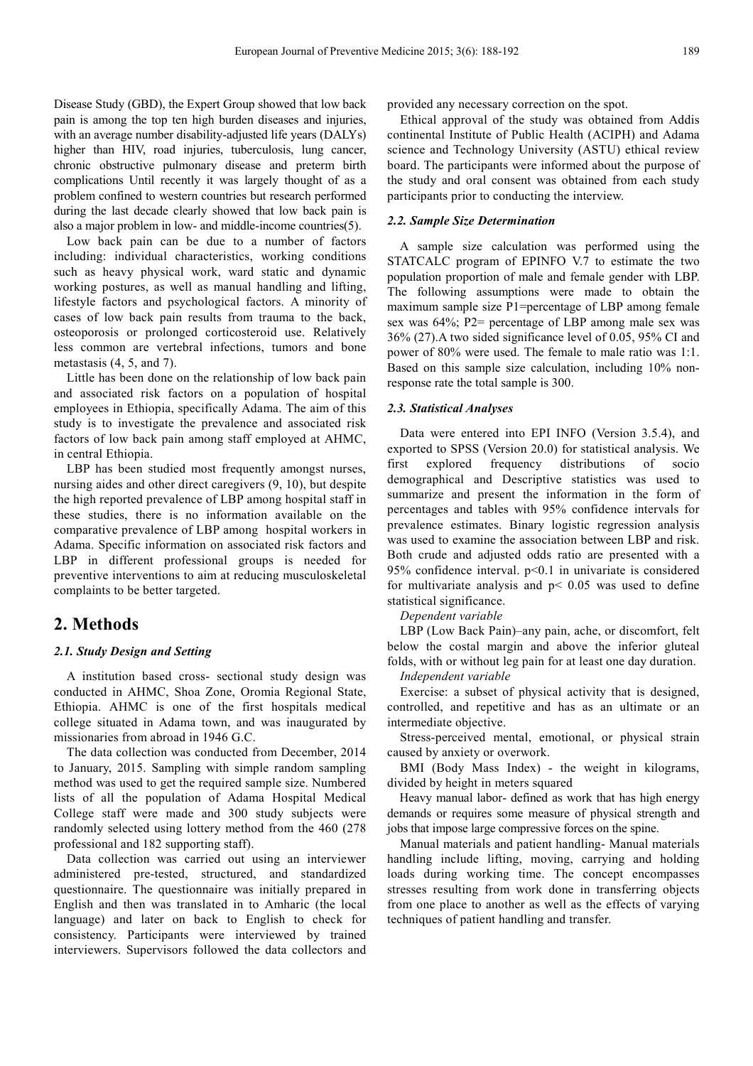Disease Study (GBD), the Expert Group showed that low back pain is among the top ten high burden diseases and injuries, with an average number disability-adjusted life years (DALYs) higher than HIV, road injuries, tuberculosis, lung cancer, chronic obstructive pulmonary disease and preterm birth complications Until recently it was largely thought of as a problem confined to western countries but research performed during the last decade clearly showed that low back pain is also a major problem in low- and middle-income countries(5).

Low back pain can be due to a number of factors including: individual characteristics, working conditions such as heavy physical work, ward static and dynamic working postures, as well as manual handling and lifting, lifestyle factors and psychological factors. A minority of cases of low back pain results from trauma to the back, osteoporosis or prolonged corticosteroid use. Relatively less common are vertebral infections, tumors and bone metastasis (4, 5, and 7).

Little has been done on the relationship of low back pain and associated risk factors on a population of hospital employees in Ethiopia, specifically Adama. The aim of this study is to investigate the prevalence and associated risk factors of low back pain among staff employed at AHMC, in central Ethiopia.

LBP has been studied most frequently amongst nurses, nursing aides and other direct caregivers (9, 10), but despite the high reported prevalence of LBP among hospital staff in these studies, there is no information available on the comparative prevalence of LBP among hospital workers in Adama. Specific information on associated risk factors and LBP in different professional groups is needed for preventive interventions to aim at reducing musculoskeletal complaints to be better targeted.

## 2. Methods

### 2.1. Study Design and Setting

A institution based cross- sectional study design was conducted in AHMC, Shoa Zone, Oromia Regional State, Ethiopia. AHMC is one of the first hospitals medical college situated in Adama town, and was inaugurated by missionaries from abroad in 1946 G.C.

The data collection was conducted from December, 2014 to January, 2015. Sampling with simple random sampling method was used to get the required sample size. Numbered lists of all the population of Adama Hospital Medical College staff were made and 300 study subjects were randomly selected using lottery method from the 460 (278 professional and 182 supporting staff).

Data collection was carried out using an interviewer administered pre-tested, structured, and standardized questionnaire. The questionnaire was initially prepared in English and then was translated in to Amharic (the local language) and later on back to English to check for consistency. Participants were interviewed by trained interviewers. Supervisors followed the data collectors and provided any necessary correction on the spot.

Ethical approval of the study was obtained from Addis continental Institute of Public Health (ACIPH) and Adama science and Technology University (ASTU) ethical review board. The participants were informed about the purpose of the study and oral consent was obtained from each study participants prior to conducting the interview.

### 2.2. Sample Size Determination

A sample size calculation was performed using the STATCALC program of EPINFO V.7 to estimate the two population proportion of male and female gender with LBP. The following assumptions were made to obtain the maximum sample size P1=percentage of LBP among female sex was 64%; P2= percentage of LBP among male sex was 36% (27).A two sided significance level of 0.05, 95% CI and power of 80% were used. The female to male ratio was 1:1. Based on this sample size calculation, including 10% non-response rate the total sample is 300.

### 2.3. Statistical Analyses

Data were entered into EPI INFO (Version 3.5.4), and exported to SPSS (Version 20.0) for statistical analysis. We first explored frequency distributions of socio demographical and Descriptive statistics was used to summarize and present the information in the form of percentages and tables with 95% confidence intervals for prevalence estimates. Binary logistic regression analysis was used to examine the association between LBP and risk. Both crude and adjusted odds ratio are presented with a 95% confidence interval. $p<0.1$ in univariate is considered for multivariate analysis and $p< 0.05$ was used to define statistical significance.

*Dependent variable*

LBP (Low Back Pain)–any pain, ache, or discomfort, felt below the costal margin and above the inferior gluteal folds, with or without leg pain for at least one day duration.

*Independent variable*

Exercise: a subset of physical activity that is designed, controlled, and repetitive and has as an ultimate or an intermediate objective.

Stress-perceived mental, emotional, or physical strain caused by anxiety or overwork.

BMI (Body Mass Index) - the weight in kilograms, divided by height in meters squared

Heavy manual labor- defined as work that has high energy demands or requires some measure of physical strength and jobs that impose large compressive forces on the spine.

Manual materials and patient handling- Manual materials handling include lifting, moving, carrying and holding loads during working time. The concept encompasses stresses resulting from work done in transferring objects from one place to another as well as the effects of varying techniques of patient handling and transfer.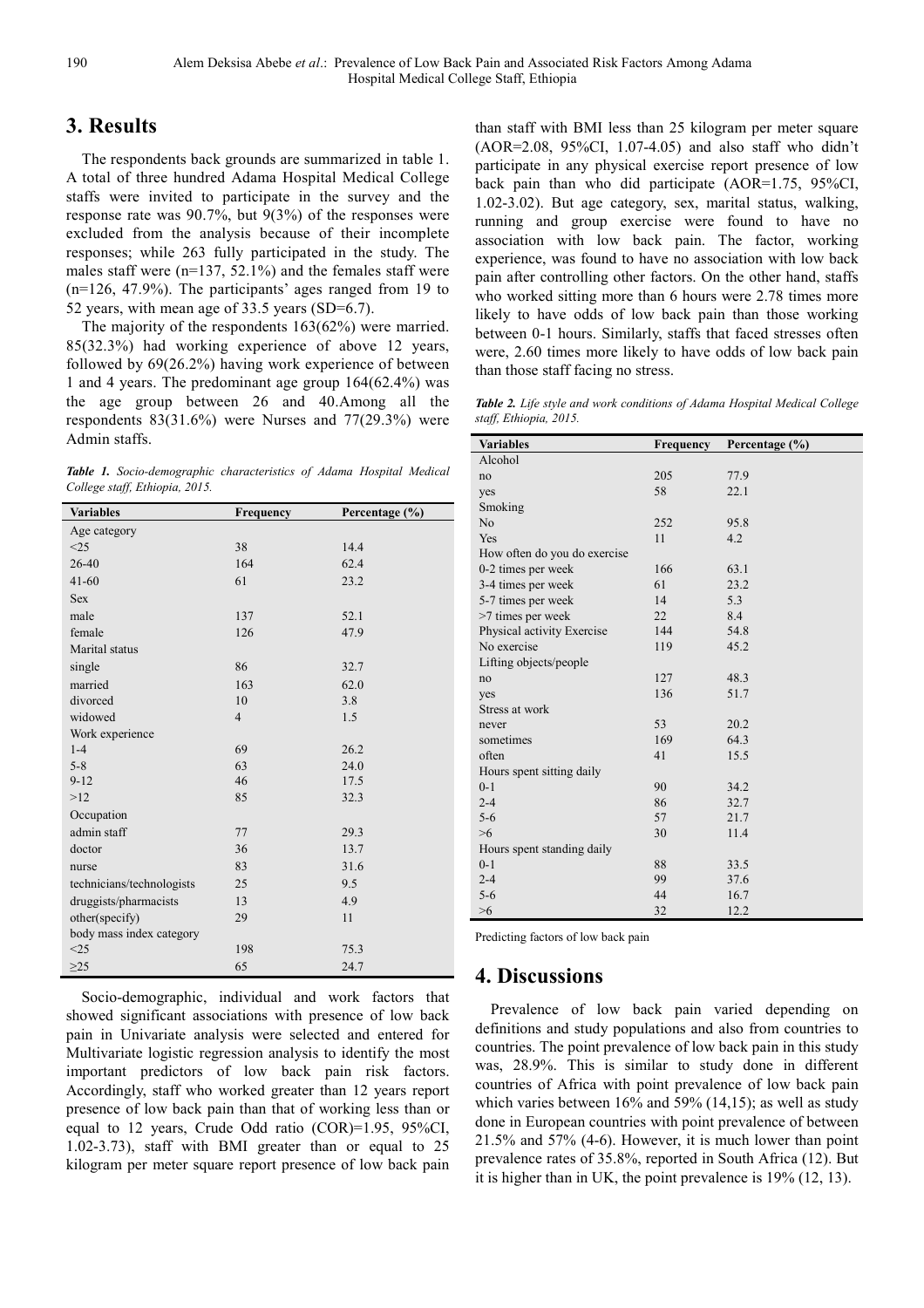## 3. Results

The respondents back grounds are summarized in table 1. A total of three hundred Adama Hospital Medical College staffs were invited to participate in the survey and the response rate was 90.7%, but 9(3%) of the responses were excluded from the analysis because of their incomplete responses; while 263 fully participated in the study. The males staff were (n=137, 52.1%) and the females staff were (n=126, 47.9%). The participants' ages ranged from 19 to 52 years, with mean age of 33.5 years (SD=6.7).

The majority of the respondents 163(62%) were married. 85(32.3%) had working experience of above 12 years, followed by 69(26.2%) having work experience of between 1 and 4 years. The predominant age group 164(62.4%) was the age group between 26 and 40.Among all the respondents 83(31.6%) were Nurses and 77(29.3%) were Admin staffs.

***Table 1.*** *Socio-demographic characteristics of Adama Hospital Medical College staff, Ethiopia, 2015.*

| Variables | Frequency | Percentage (%) |
|---|---|---|
| Age category | | |
| <25 | 38 | 14.4 |
| 26-40 | 164 | 62.4 |
| 41-60 | 61 | 23.2 |
| Sex | | |
| male | 137 | 52.1 |
| female | 126 | 47.9 |
| Marital status | | |
| single | 86 | 32.7 |
| married | 163 | 62.0 |
| divorced | 10 | 3.8 |
| widowed | 4 | 1.5 |
| Work experience | | |
| 1-4 | 69 | 26.2 |
| 5-8 | 63 | 24.0 |
| 9-12 | 46 | 17.5 |
| >12 | 85 | 32.3 |
| Occupation | | |
| admin staff | 77 | 29.3 |
| doctor | 36 | 13.7 |
| nurse | 83 | 31.6 |
| technicians/technologists | 25 | 9.5 |
| druggists/pharmacists | 13 | 4.9 |
| other(specify) | 29 | 11 |
| body mass index category | | |
| <25 | 198 | 75.3 |
| ≥25 | 65 | 24.7 |

Socio-demographic, individual and work factors that showed significant associations with presence of low back pain in Univariate analysis were selected and entered for Multivariate logistic regression analysis to identify the most important predictors of low back pain risk factors. Accordingly, staff who worked greater than 12 years report presence of low back pain than that of working less than or equal to 12 years, Crude Odd ratio (COR)=1.95, 95%CI, 1.02-3.73), staff with BMI greater than or equal to 25 kilogram per meter square report presence of low back pain than staff with BMI less than 25 kilogram per meter square (AOR=2.08, 95%CI, 1.07-4.05) and also staff who didn't participate in any physical exercise report presence of low back pain than who did participate (AOR=1.75, 95%CI, 1.02-3.02). But age category, sex, marital status, walking, running and group exercise were found to have no association with low back pain. The factor, working experience, was found to have no association with low back pain after controlling other factors. On the other hand, staffs who worked sitting more than 6 hours were 2.78 times more likely to have odds of low back pain than those working between 0-1 hours. Similarly, staffs that faced stresses often were, 2.60 times more likely to have odds of low back pain than those staff facing no stress.

***Table 2.*** *Life style and work conditions of Adama Hospital Medical College staff, Ethiopia, 2015.*

| Variables | Frequency | Percentage (%) |
|---|---|---|
| Alcohol | | |
| no | 205 | 77.9 |
| yes | 58 | 22.1 |
| Smoking | | |
| No | 252 | 95.8 |
| Yes | 11 | 4.2 |
| How often do you do exercise | | |
| 0-2 times per week | 166 | 63.1 |
| 3-4 times per week | 61 | 23.2 |
| 5-7 times per week | 14 | 5.3 |
| >7 times per week | 22 | 8.4 |
| Physical activity Exercise | 144 | 54.8 |
| No exercise | 119 | 45.2 |
| Lifting objects/people | | |
| no | 127 | 48.3 |
| yes | 136 | 51.7 |
| Stress at work | | |
| never | 53 | 20.2 |
| sometimes | 169 | 64.3 |
| often | 41 | 15.5 |
| Hours spent sitting daily | | |
| 0-1 | 90 | 34.2 |
| 2-4 | 86 | 32.7 |
| 5-6 | 57 | 21.7 |
| >6 | 30 | 11.4 |
| Hours spent standing daily | | |
| 0-1 | 88 | 33.5 |
| 2-4 | 99 | 37.6 |
| 5-6 | 44 | 16.7 |
| >6 | 32 | 12.2 |

Predicting factors of low back pain

## 4. Discussions

Prevalence of low back pain varied depending on definitions and study populations and also from countries to countries. The point prevalence of low back pain in this study was, 28.9%. This is similar to study done in different countries of Africa with point prevalence of low back pain which varies between 16% and 59% (14,15); as well as study done in European countries with point prevalence of between 21.5% and 57% (4-6). However, it is much lower than point prevalence rates of 35.8%, reported in South Africa (12). But it is higher than in UK, the point prevalence is 19% (12, 13).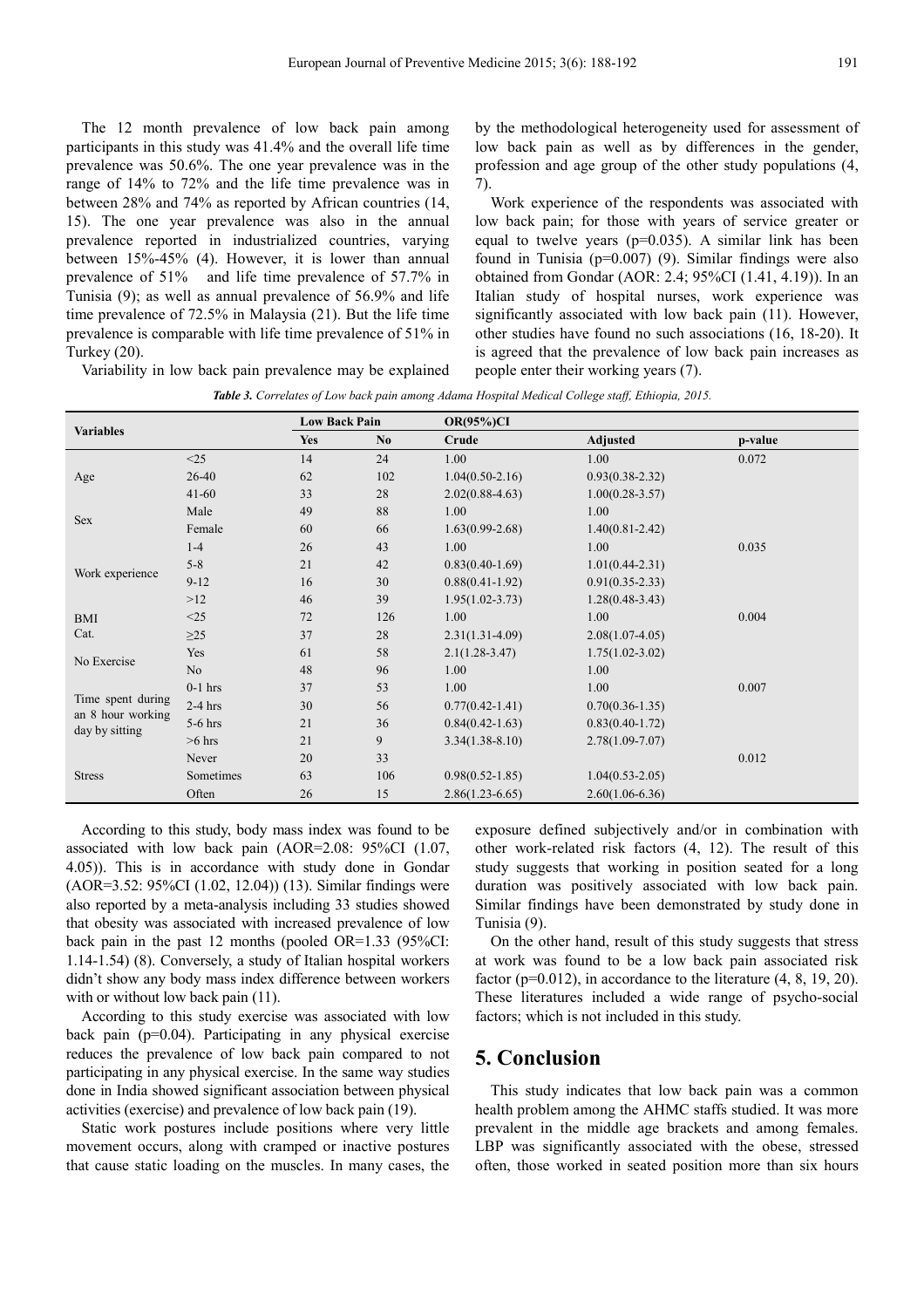The 12 month prevalence of low back pain among participants in this study was 41.4% and the overall life time prevalence was 50.6%. The one year prevalence was in the range of 14% to 72% and the life time prevalence was in between 28% and 74% as reported by African countries (14, 15). The one year prevalence was also in the annual prevalence reported in industrialized countries, varying between 15%-45% (4). However, it is lower than annual prevalence of 51% and life time prevalence of 57.7% in Tunisia (9); as well as annual prevalence of 56.9% and life time prevalence of 72.5% in Malaysia (21). But the life time prevalence is comparable with life time prevalence of 51% in Turkey (20).

Variability in low back pain prevalence may be explained by the methodological heterogeneity used for assessment of low back pain as well as by differences in the gender, profession and age group of the other study populations (4, 7).

Work experience of the respondents was associated with low back pain; for those with years of service greater or equal to twelve years (p=0.035). A similar link has been found in Tunisia (p=0.007) (9). Similar findings were also obtained from Gondar (AOR: 2.4; 95%CI (1.41, 4.19)). In an Italian study of hospital nurses, work experience was significantly associated with low back pain (11). However, other studies have found no such associations (16, 18-20). It is agreed that the prevalence of low back pain increases as people enter their working years (7).

***Table 3.*** *Correlates of Low back pain among Adama Hospital Medical College staff, Ethiopia, 2015.*

| Variables | | Low Back Pain | | OR(95%)CI | | |
|---|---|---|---|---|---|---|
| | | Yes | No | Crude | Adjusted | p-value |
| Age | <25 | 14 | 24 | 1.00 | 1.00 | 0.072 |
| | 26-40 | 62 | 102 | 1.04(0.50-2.16) | 0.93(0.38-2.32) | |
| | 41-60 | 33 | 28 | 2.02(0.88-4.63) | 1.00(0.28-3.57) | |
| Sex | Male | 49 | 88 | 1.00 | 1.00 | |
| | Female | 60 | 66 | 1.63(0.99-2.68) | 1.40(0.81-2.42) | |
| Work experience | 1-4 | 26 | 43 | 1.00 | 1.00 | 0.035 |
| | 5-8 | 21 | 42 | 0.83(0.40-1.69) | 1.01(0.44-2.31) | |
| | 9-12 | 16 | 30 | 0.88(0.41-1.92) | 0.91(0.35-2.33) | |
| | >12 | 46 | 39 | 1.95(1.02-3.73) | 1.28(0.48-3.43) | |
| BMI Cat. | <25 | 72 | 126 | 1.00 | 1.00 | 0.004 |
| | ≥25 | 37 | 28 | 2.31(1.31-4.09) | 2.08(1.07-4.05) | |
| No Exercise | Yes | 61 | 58 | 2.1(1.28-3.47) | 1.75(1.02-3.02) | |
| | No | 48 | 96 | 1.00 | 1.00 | |
| Time spent during an 8 hour working day by sitting | 0-1 hrs | 37 | 53 | 1.00 | 1.00 | 0.007 |
| | 2-4 hrs | 30 | 56 | 0.77(0.42-1.41) | 0.70(0.36-1.35) | |
| | 5-6 hrs | 21 | 36 | 0.84(0.42-1.63) | 0.83(0.40-1.72) | |
| | >6 hrs | 21 | 9 | 3.34(1.38-8.10) | 2.78(1.09-7.07) | |
| Stress | Never | 20 | 33 | | | 0.012 |
| | Sometimes | 63 | 106 | 0.98(0.52-1.85) | 1.04(0.53-2.05) | |
| | Often | 26 | 15 | 2.86(1.23-6.65) | 2.60(1.06-6.36) | |

According to this study, body mass index was found to be associated with low back pain (AOR=2.08: 95%CI (1.07, 4.05)). This is in accordance with study done in Gondar (AOR=3.52: 95%CI (1.02, 12.04)) (13). Similar findings were also reported by a meta-analysis including 33 studies showed that obesity was associated with increased prevalence of low back pain in the past 12 months (pooled OR=1.33 (95%CI: 1.14-1.54) (8). Conversely, a study of Italian hospital workers didn't show any body mass index difference between workers with or without low back pain (11).

According to this study exercise was associated with low back pain (p=0.04). Participating in any physical exercise reduces the prevalence of low back pain compared to not participating in any physical exercise. In the same way studies done in India showed significant association between physical activities (exercise) and prevalence of low back pain (19).

Static work postures include positions where very little movement occurs, along with cramped or inactive postures that cause static loading on the muscles. In many cases, the exposure defined subjectively and/or in combination with other work-related risk factors (4, 12). The result of this study suggests that working in position seated for a long duration was positively associated with low back pain. Similar findings have been demonstrated by study done in Tunisia (9).

On the other hand, result of this study suggests that stress at work was found to be a low back pain associated risk factor (p=0.012), in accordance to the literature (4, 8, 19, 20). These literatures included a wide range of psycho-social factors; which is not included in this study.

## 5. Conclusion

This study indicates that low back pain was a common health problem among the AHMC staffs studied. It was more prevalent in the middle age brackets and among females. LBP was significantly associated with the obese, stressed often, those worked in seated position more than six hours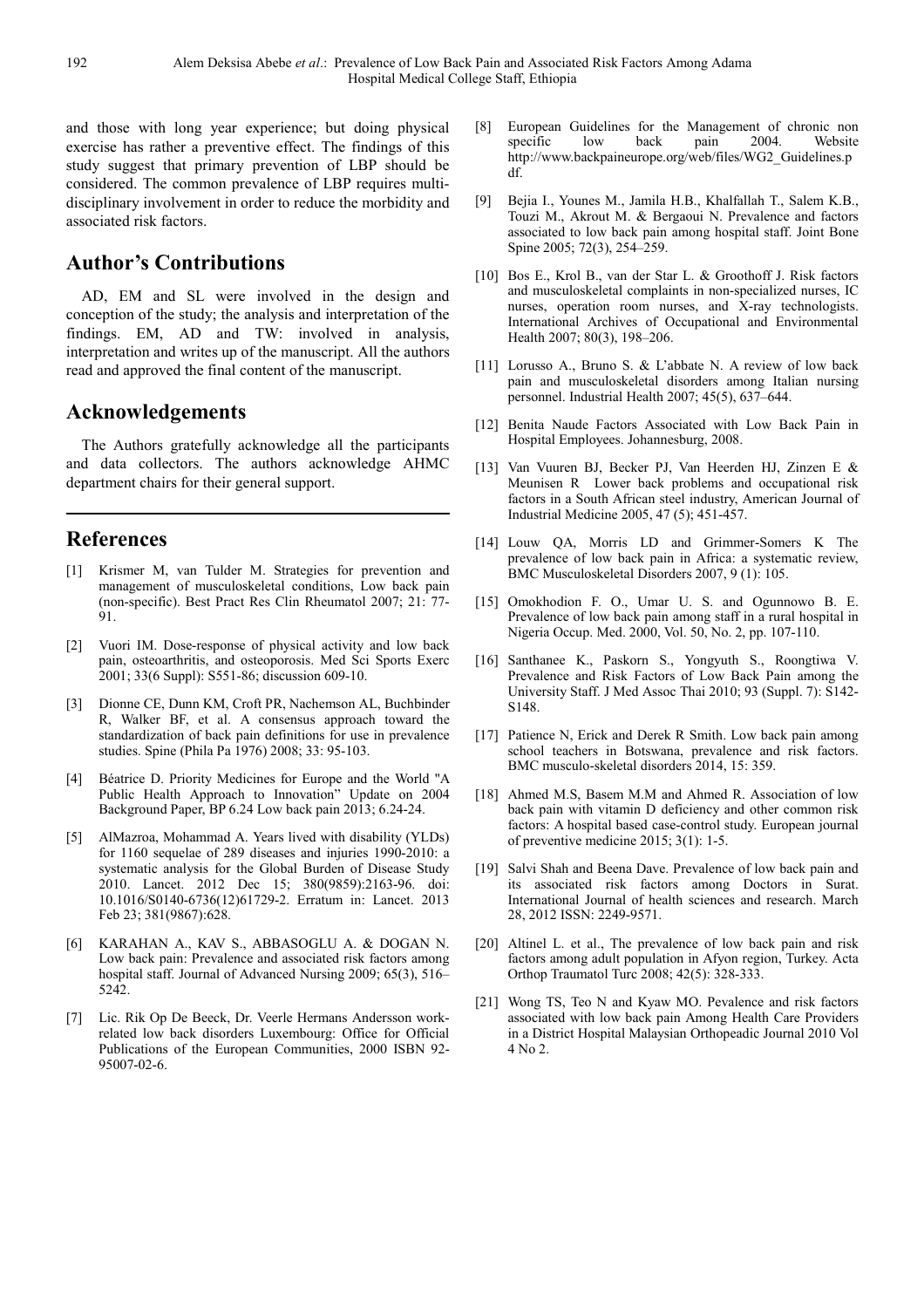and those with long year experience; but doing physical exercise has rather a preventive effect. The findings of this study suggest that primary prevention of LBP should be considered. The common prevalence of LBP requires multi-disciplinary involvement in order to reduce the morbidity and associated risk factors.

## Author's Contributions

AD, EM and SL were involved in the design and conception of the study; the analysis and interpretation of the findings. EM, AD and TW: involved in analysis, interpretation and writes up of the manuscript. All the authors read and approved the final content of the manuscript.

## Acknowledgements

The Authors gratefully acknowledge all the participants and data collectors. The authors acknowledge AHMC department chairs for their general support.

## References

[1] Krismer M, van Tulder M. Strategies for prevention and management of musculoskeletal conditions, Low back pain (non-specific). Best Pract Res Clin Rheumatol 2007; 21: 77-91.

[2] Vuori IM. Dose-response of physical activity and low back pain, osteoarthritis, and osteoporosis. Med Sci Sports Exerc 2001; 33(6 Suppl): S551-86; discussion 609-10.

[3] Dionne CE, Dunn KM, Croft PR, Nachemson AL, Buchbinder R, Walker BF, et al. A consensus approach toward the standardization of back pain definitions for use in prevalence studies. Spine (Phila Pa 1976) 2008; 33: 95-103.

[4] Béatrice D. Priority Medicines for Europe and the World "A Public Health Approach to Innovation" Update on 2004 Background Paper, BP 6.24 Low back pain 2013; 6.24-24.

[5] AlMazroa, Mohammad A. Years lived with disability (YLDs) for 1160 sequelae of 289 diseases and injuries 1990-2010: a systematic analysis for the Global Burden of Disease Study 2010. Lancet. 2012 Dec 15; 380(9859):2163-96. doi: 10.1016/S0140-6736(12)61729-2. Erratum in: Lancet. 2013 Feb 23; 381(9867):628.

[6] KARAHAN A., KAV S., ABBASOGLU A. & DOGAN N. Low back pain: Prevalence and associated risk factors among hospital staff. Journal of Advanced Nursing 2009; 65(3), 516–5242.

[7] Lic. Rik Op De Beeck, Dr. Veerle Hermans Andersson work-related low back disorders Luxembourg: Office for Official Publications of the European Communities, 2000 ISBN 92-95007-02-6.

[8] European Guidelines for the Management of chronic non specific low back pain 2004. Website http://www.backpaineurope.org/web/files/WG2_Guidelines.pdf.

[9] Bejia I., Younes M., Jamila H.B., Khalfallah T., Salem K.B., Touzi M., Akrout M. & Bergaoui N. Prevalence and factors associated to low back pain among hospital staff. Joint Bone Spine 2005; 72(3), 254–259.

[10] Bos E., Krol B., van der Star L. & Groothoff J. Risk factors and musculoskeletal complaints in non-specialized nurses, IC nurses, operation room nurses, and X-ray technologists. International Archives of Occupational and Environmental Health 2007; 80(3), 198–206.

[11] Lorusso A., Bruno S. & L'abbate N. A review of low back pain and musculoskeletal disorders among Italian nursing personnel. Industrial Health 2007; 45(5), 637–644.

[12] Benita Naude Factors Associated with Low Back Pain in Hospital Employees. Johannesburg, 2008.

[13] Van Vuuren BJ, Becker PJ, Van Heerden HJ, Zinzen E & Meunisen R Lower back problems and occupational risk factors in a South African steel industry, American Journal of Industrial Medicine 2005, 47 (5); 451-457.

[14] Louw QA, Morris LD and Grimmer-Somers K The prevalence of low back pain in Africa: a systematic review, BMC Musculoskeletal Disorders 2007, 9 (1): 105.

[15] Omokhodion F. O., Umar U. S. and Ogunnowo B. E. Prevalence of low back pain among staff in a rural hospital in Nigeria Occup. Med. 2000, Vol. 50, No. 2, pp. 107-110.

[16] Santhanee K., Paskorn S., Yongyuth S., Roongtiwa V. Prevalence and Risk Factors of Low Back Pain among the University Staff. J Med Assoc Thai 2010; 93 (Suppl. 7): S142-S148.

[17] Patience N, Erick and Derek R Smith. Low back pain among school teachers in Botswana, prevalence and risk factors. BMC musculo-skeletal disorders 2014, 15: 359.

[18] Ahmed M.S, Basem M.M and Ahmed R. Association of low back pain with vitamin D deficiency and other common risk factors: A hospital based case-control study. European journal of preventive medicine 2015; 3(1): 1-5.

[19] Salvi Shah and Beena Dave. Prevalence of low back pain and its associated risk factors among Doctors in Surat. International Journal of health sciences and research. March 28, 2012 ISSN: 2249-9571.

[20] Altinel L. et al., The prevalence of low back pain and risk factors among adult population in Afyon region, Turkey. Acta Orthop Traumatol Turc 2008; 42(5): 328-333.

[21] Wong TS, Teo N and Kyaw MO. Pevalence and risk factors associated with low back pain Among Health Care Providers in a District Hospital Malaysian Orthopeadic Journal 2010 Vol 4 No 2.